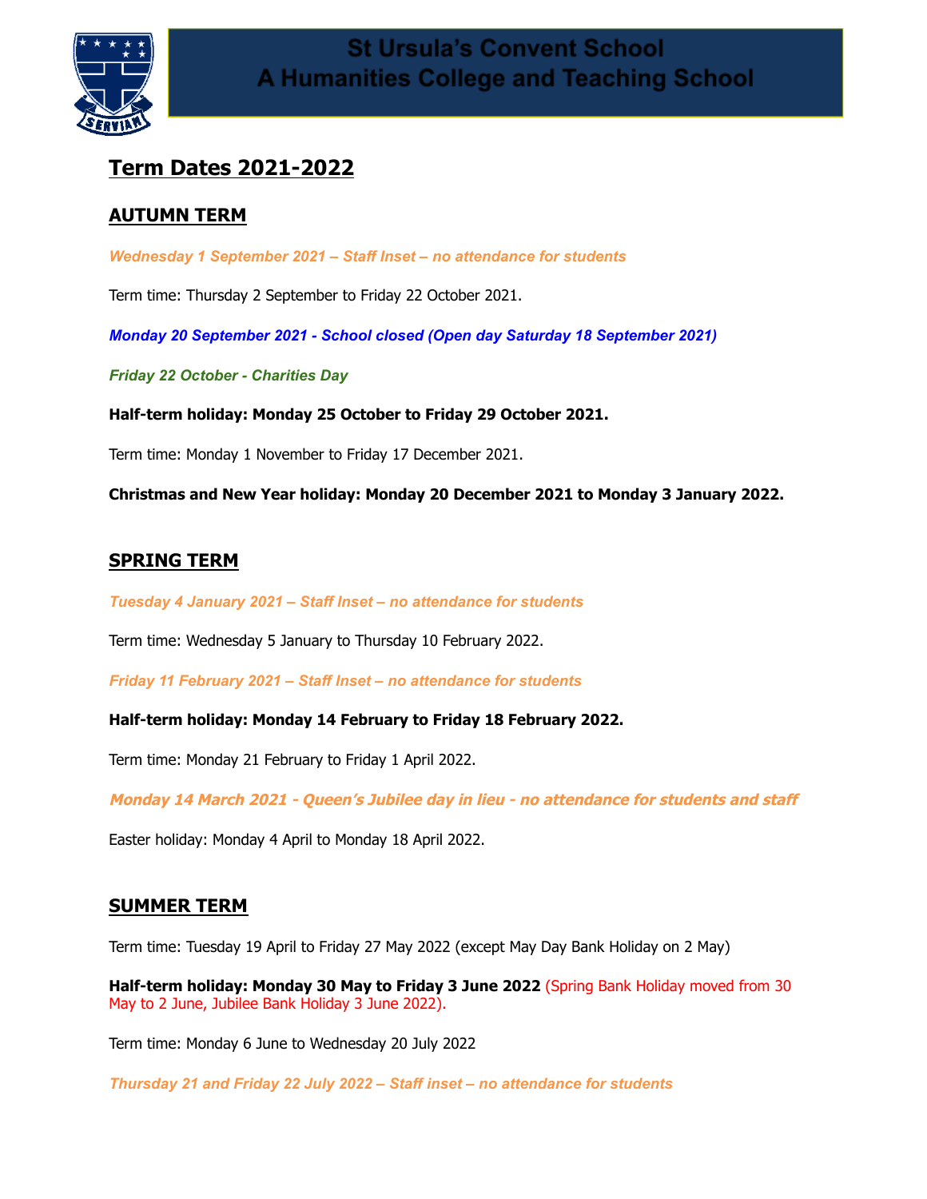# St Ursula's Convent School
# A Humanities College and Teaching School

## Term Dates 2021-2022

### AUTUMN TERM

*Wednesday 1 September 2021 – Staff Inset – no attendance for students*

Term time: Thursday 2 September to Friday 22 October 2021.

***Monday 20 September 2021 - School closed (Open day Saturday 18 September 2021)***

***Friday 22 October - Charities Day***

**Half-term holiday: Monday 25 October to Friday 29 October 2021.**

Term time: Monday 1 November to Friday 17 December 2021.

**Christmas and New Year holiday: Monday 20 December 2021 to Monday 3 January 2022.**

### SPRING TERM

*Tuesday 4 January 2021 – Staff Inset – no attendance for students*

Term time: Wednesday 5 January to Thursday 10 February 2022.

*Friday 11 February 2021 – Staff Inset – no attendance for students*

**Half-term holiday: Monday 14 February to Friday 18 February 2022.**

Term time: Monday 21 February to Friday 1 April 2022.

***Monday 14 March 2021 - Queen's Jubilee day in lieu - no attendance for students and staff***

Easter holiday: Monday 4 April to Monday 18 April 2022.

### SUMMER TERM

Term time: Tuesday 19 April to Friday 27 May 2022 (except May Day Bank Holiday on 2 May)

**Half-term holiday: Monday 30 May to Friday 3 June 2022** (Spring Bank Holiday moved from 30 May to 2 June, Jubilee Bank Holiday 3 June 2022).

Term time: Monday 6 June to Wednesday 20 July 2022

*Thursday 21 and Friday 22 July 2022 – Staff inset – no attendance for students*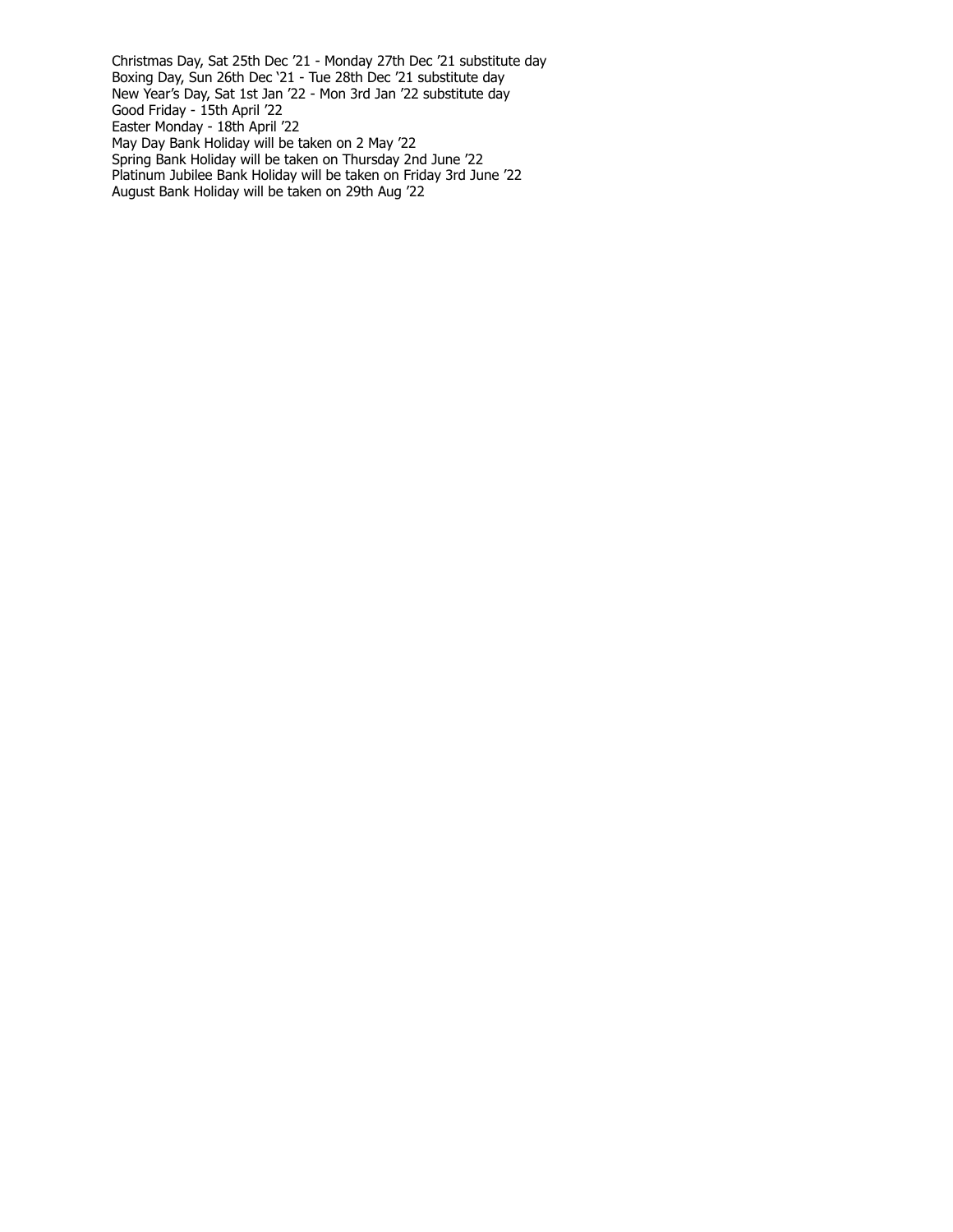Christmas Day, Sat 25th Dec '21 - Monday 27th Dec '21 substitute day
Boxing Day, Sun 26th Dec '21 - Tue 28th Dec '21 substitute day
New Year's Day, Sat 1st Jan '22 - Mon 3rd Jan '22 substitute day
Good Friday - 15th April '22
Easter Monday - 18th April '22
May Day Bank Holiday will be taken on 2 May '22
Spring Bank Holiday will be taken on Thursday 2nd June '22
Platinum Jubilee Bank Holiday will be taken on Friday 3rd June '22
August Bank Holiday will be taken on 29th Aug '22